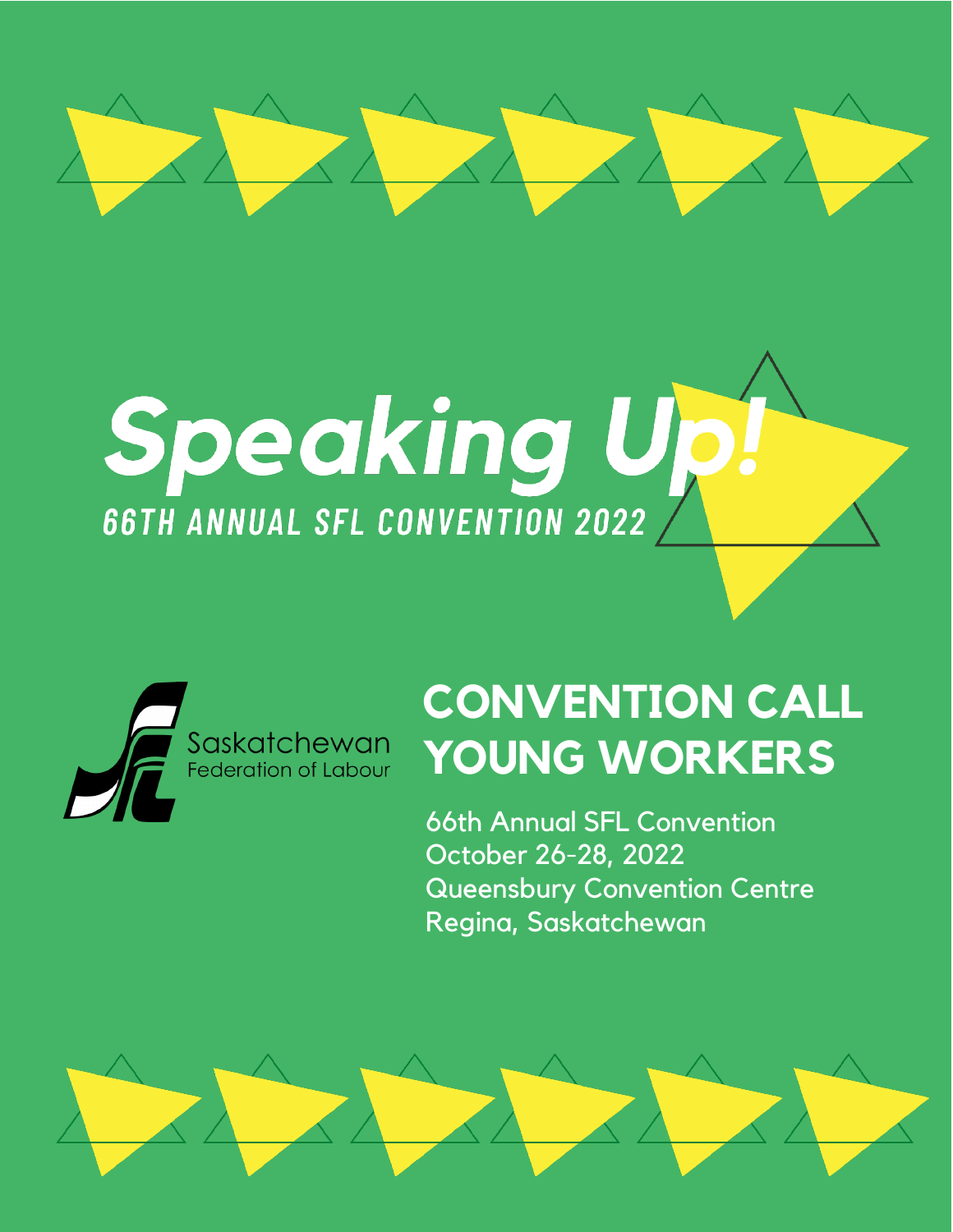# Speaking Up!

## 66TH ANNUAL SFL CONVENTION 2022

Saskatchewan Federation of Labour

# CONVENTION CALL YOUNG WORKERS

66th Annual SFL Convention
October 26-28, 2022
Queensbury Convention Centre
Regina, Saskatchewan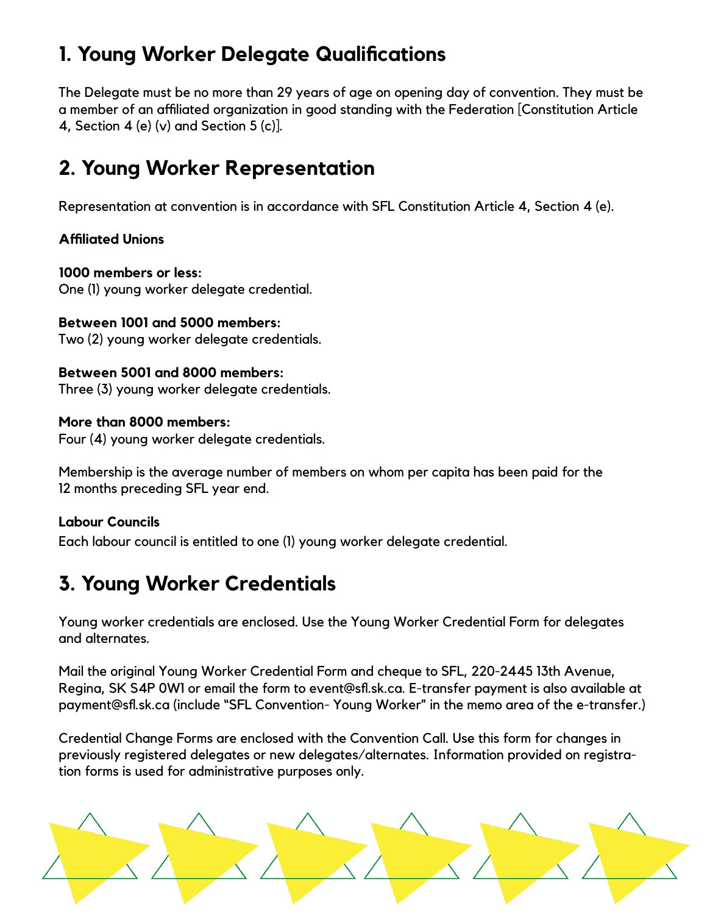## 1. Young Worker Delegate Qualifications

The Delegate must be no more than 29 years of age on opening day of convention. They must be a member of an affiliated organization in good standing with the Federation [Constitution Article 4, Section 4 (e) (v) and Section 5 (c)].

## 2. Young Worker Representation

Representation at convention is in accordance with SFL Constitution Article 4, Section 4 (e).

**Affiliated Unions**

**1000 members or less:**
One (1) young worker delegate credential.

**Between 1001 and 5000 members:**
Two (2) young worker delegate credentials.

**Between 5001 and 8000 members:**
Three (3) young worker delegate credentials.

**More than 8000 members:**
Four (4) young worker delegate credentials.

Membership is the average number of members on whom per capita has been paid for the 12 months preceding SFL year end.

**Labour Councils**
Each labour council is entitled to one (1) young worker delegate credential.

## 3. Young Worker Credentials

Young worker credentials are enclosed. Use the Young Worker Credential Form for delegates and alternates.

Mail the original Young Worker Credential Form and cheque to SFL, 220-2445 13th Avenue, Regina, SK S4P 0W1 or email the form to event@sfl.sk.ca. E-transfer payment is also available at payment@sfl.sk.ca (include "SFL Convention- Young Worker" in the memo area of the e-transfer.)

Credential Change Forms are enclosed with the Convention Call. Use this form for changes in previously registered delegates or new delegates/alternates. Information provided on registration forms is used for administrative purposes only.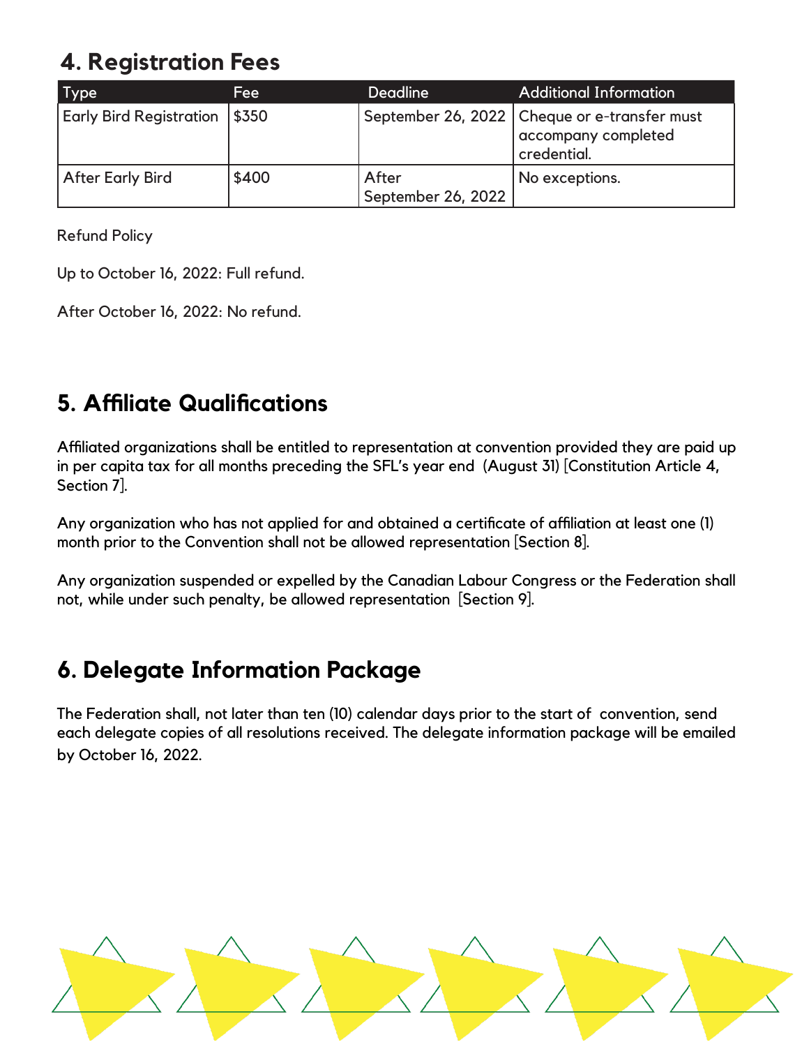## 4. Registration Fees

| Type | Fee | Deadline | Additional Information |
|---|---|---|---|
| Early Bird Registration | $350 | September 26, 2022 | Cheque or e-transfer must accompany completed credential. |
| After Early Bird | $400 | After September 26, 2022 | No exceptions. |

Refund Policy

Up to October 16, 2022: Full refund.

After October 16, 2022: No refund.

## 5. Affiliate Qualifications

Affiliated organizations shall be entitled to representation at convention provided they are paid up in per capita tax for all months preceding the SFL's year end (August 31) [Constitution Article 4, Section 7].

Any organization who has not applied for and obtained a certificate of affiliation at least one (1) month prior to the Convention shall not be allowed representation [Section 8].

Any organization suspended or expelled by the Canadian Labour Congress or the Federation shall not, while under such penalty, be allowed representation [Section 9].

## 6. Delegate Information Package

The Federation shall, not later than ten (10) calendar days prior to the start of convention, send each delegate copies of all resolutions received. The delegate information package will be emailed by October 16, 2022.